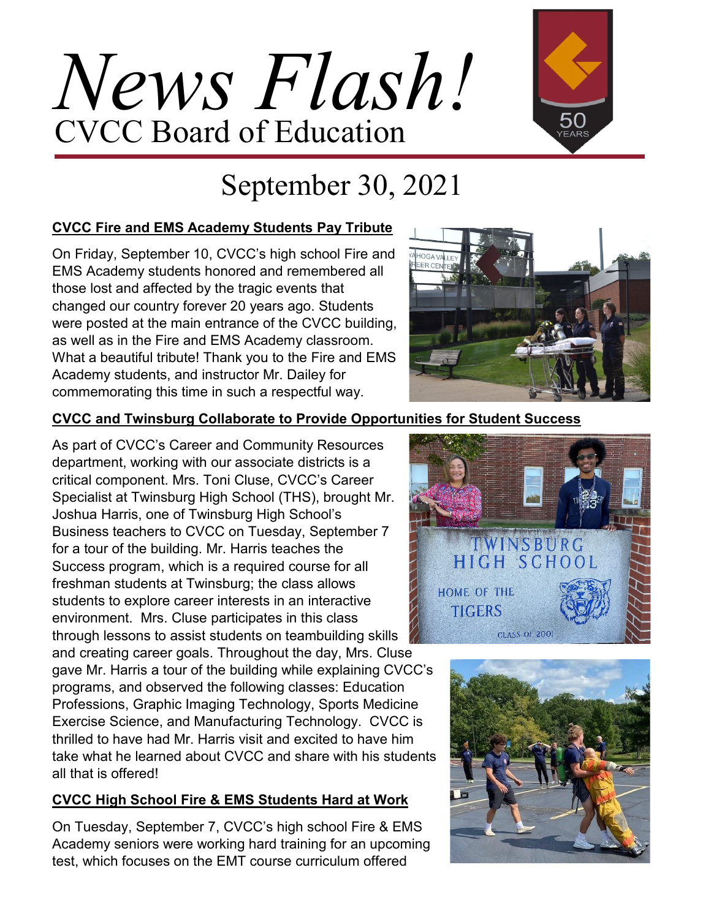# *News Flash!*

## CVCC Board of Education

## September 30, 2021

### CVCC Fire and EMS Academy Students Pay Tribute

On Friday, September 10, CVCC's high school Fire and EMS Academy students honored and remembered all those lost and affected by the tragic events that changed our country forever 20 years ago. Students were posted at the main entrance of the CVCC building, as well as in the Fire and EMS Academy classroom. What a beautiful tribute! Thank you to the Fire and EMS Academy students, and instructor Mr. Dailey for commemorating this time in such a respectful way.

### CVCC and Twinsburg Collaborate to Provide Opportunities for Student Success

As part of CVCC's Career and Community Resources department, working with our associate districts is a critical component. Mrs. Toni Cluse, CVCC's Career Specialist at Twinsburg High School (THS), brought Mr. Joshua Harris, one of Twinsburg High School's Business teachers to CVCC on Tuesday, September 7 for a tour of the building. Mr. Harris teaches the Success program, which is a required course for all freshman students at Twinsburg; the class allows students to explore career interests in an interactive environment. Mrs. Cluse participates in this class through lessons to assist students on teambuilding skills and creating career goals. Throughout the day, Mrs. Cluse gave Mr. Harris a tour of the building while explaining CVCC's programs, and observed the following classes: Education Professions, Graphic Imaging Technology, Sports Medicine Exercise Science, and Manufacturing Technology. CVCC is thrilled to have had Mr. Harris visit and excited to have him take what he learned about CVCC and share with his students all that is offered!

### CVCC High School Fire & EMS Students Hard at Work

On Tuesday, September 7, CVCC's high school Fire & EMS Academy seniors were working hard training for an upcoming test, which focuses on the EMT course curriculum offered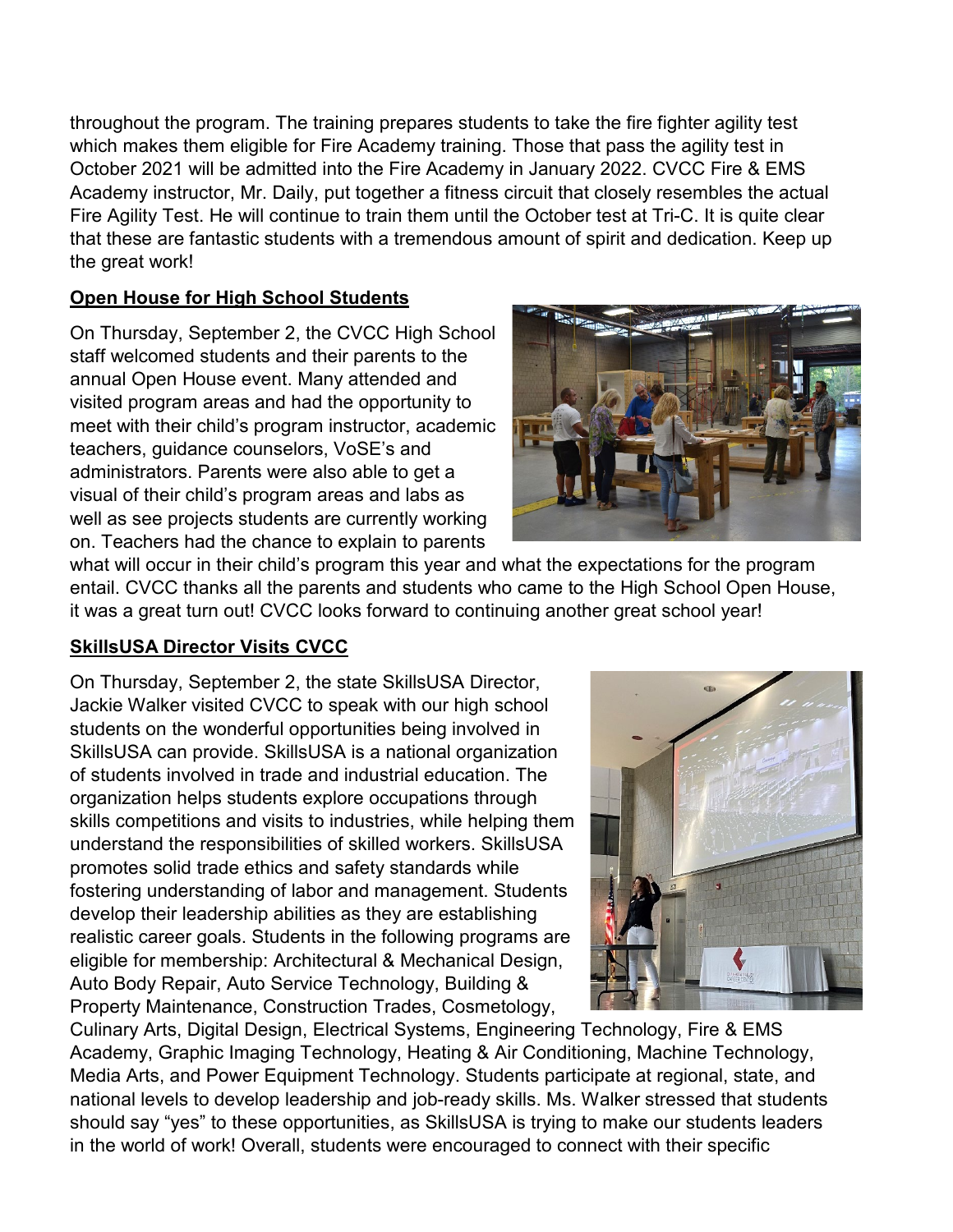throughout the program. The training prepares students to take the fire fighter agility test which makes them eligible for Fire Academy training. Those that pass the agility test in October 2021 will be admitted into the Fire Academy in January 2022. CVCC Fire & EMS Academy instructor, Mr. Daily, put together a fitness circuit that closely resembles the actual Fire Agility Test. He will continue to train them until the October test at Tri-C. It is quite clear that these are fantastic students with a tremendous amount of spirit and dedication. Keep up the great work!

## Open House for High School Students

On Thursday, September 2, the CVCC High School staff welcomed students and their parents to the annual Open House event. Many attended and visited program areas and had the opportunity to meet with their child's program instructor, academic teachers, guidance counselors, VoSE's and administrators. Parents were also able to get a visual of their child's program areas and labs as well as see projects students are currently working on. Teachers had the chance to explain to parents what will occur in their child's program this year and what the expectations for the program entail. CVCC thanks all the parents and students who came to the High School Open House, it was a great turn out! CVCC looks forward to continuing another great school year!

## SkillsUSA Director Visits CVCC

On Thursday, September 2, the state SkillsUSA Director, Jackie Walker visited CVCC to speak with our high school students on the wonderful opportunities being involved in SkillsUSA can provide. SkillsUSA is a national organization of students involved in trade and industrial education. The organization helps students explore occupations through skills competitions and visits to industries, while helping them understand the responsibilities of skilled workers. SkillsUSA promotes solid trade ethics and safety standards while fostering understanding of labor and management. Students develop their leadership abilities as they are establishing realistic career goals. Students in the following programs are eligible for membership: Architectural & Mechanical Design, Auto Body Repair, Auto Service Technology, Building & Property Maintenance, Construction Trades, Cosmetology, Culinary Arts, Digital Design, Electrical Systems, Engineering Technology, Fire & EMS Academy, Graphic Imaging Technology, Heating & Air Conditioning, Machine Technology, Media Arts, and Power Equipment Technology. Students participate at regional, state, and national levels to develop leadership and job-ready skills. Ms. Walker stressed that students should say "yes" to these opportunities, as SkillsUSA is trying to make our students leaders in the world of work! Overall, students were encouraged to connect with their specific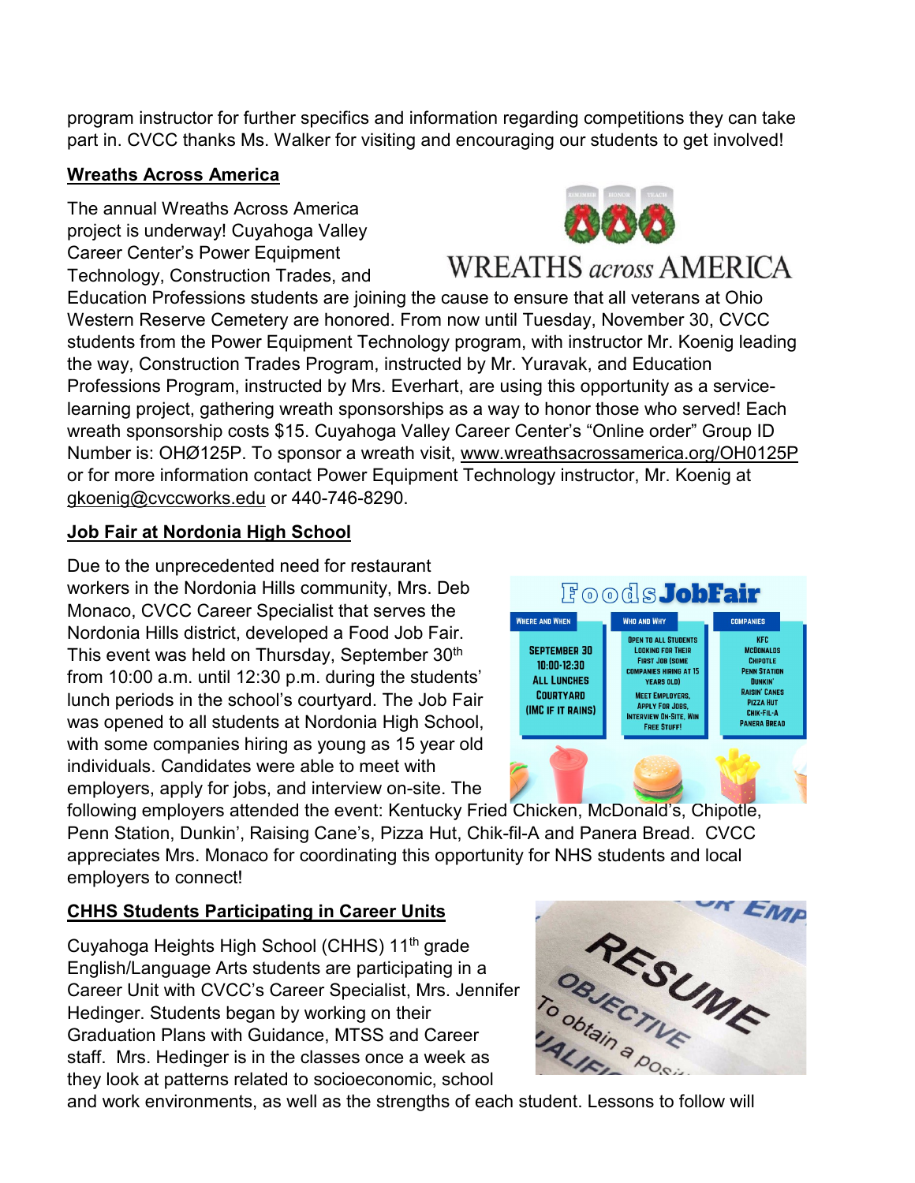program instructor for further specifics and information regarding competitions they can take part in. CVCC thanks Ms. Walker for visiting and encouraging our students to get involved!

**Wreaths Across America**

The annual Wreaths Across America project is underway! Cuyahoga Valley Career Center's Power Equipment Technology, Construction Trades, and Education Professions students are joining the cause to ensure that all veterans at Ohio Western Reserve Cemetery are honored. From now until Tuesday, November 30, CVCC students from the Power Equipment Technology program, with instructor Mr. Koenig leading the way, Construction Trades Program, instructed by Mr. Yuravak, and Education Professions Program, instructed by Mrs. Everhart, are using this opportunity as a service-learning project, gathering wreath sponsorships as a way to honor those who served! Each wreath sponsorship costs $15. Cuyahoga Valley Career Center's "Online order" Group ID Number is: OHØ125P. To sponsor a wreath visit, www.wreathsacrossamerica.org/OH0125P or for more information contact Power Equipment Technology instructor, Mr. Koenig at gkoenig@cvccworks.edu or 440-746-8290.

**Job Fair at Nordonia High School**

Due to the unprecedented need for restaurant workers in the Nordonia Hills community, Mrs. Deb Monaco, CVCC Career Specialist that serves the Nordonia Hills district, developed a Food Job Fair. This event was held on Thursday, September 30th from 10:00 a.m. until 12:30 p.m. during the students' lunch periods in the school's courtyard. The Job Fair was opened to all students at Nordonia High School, with some companies hiring as young as 15 year old individuals. Candidates were able to meet with employers, apply for jobs, and interview on-site. The following employers attended the event: Kentucky Fried Chicken, McDonald's, Chipotle, Penn Station, Dunkin', Raising Cane's, Pizza Hut, Chik-fil-A and Panera Bread. CVCC appreciates Mrs. Monaco for coordinating this opportunity for NHS students and local employers to connect!

**CHHS Students Participating in Career Units**

Cuyahoga Heights High School (CHHS) 11th grade English/Language Arts students are participating in a Career Unit with CVCC's Career Specialist, Mrs. Jennifer Hedinger. Students began by working on their Graduation Plans with Guidance, MTSS and Career staff. Mrs. Hedinger is in the classes once a week as they look at patterns related to socioeconomic, school and work environments, as well as the strengths of each student. Lessons to follow will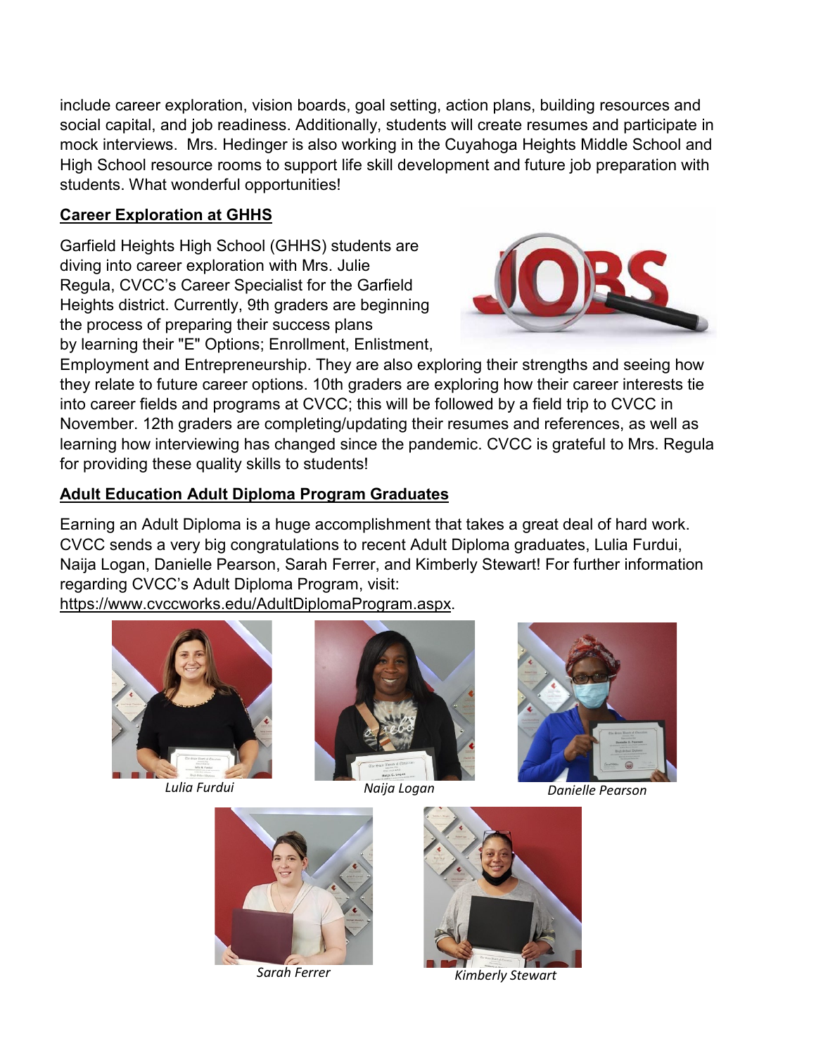include career exploration, vision boards, goal setting, action plans, building resources and social capital, and job readiness. Additionally, students will create resumes and participate in mock interviews. Mrs. Hedinger is also working in the Cuyahoga Heights Middle School and High School resource rooms to support life skill development and future job preparation with students. What wonderful opportunities!

**Career Exploration at GHHS**

Garfield Heights High School (GHHS) students are diving into career exploration with Mrs. Julie Regula, CVCC's Career Specialist for the Garfield Heights district. Currently, 9th graders are beginning the process of preparing their success plans by learning their "E" Options; Enrollment, Enlistment, Employment and Entrepreneurship. They are also exploring their strengths and seeing how they relate to future career options. 10th graders are exploring how their career interests tie into career fields and programs at CVCC; this will be followed by a field trip to CVCC in November. 12th graders are completing/updating their resumes and references, as well as learning how interviewing has changed since the pandemic. CVCC is grateful to Mrs. Regula for providing these quality skills to students!

**Adult Education Adult Diploma Program Graduates**

Earning an Adult Diploma is a huge accomplishment that takes a great deal of hard work. CVCC sends a very big congratulations to recent Adult Diploma graduates, Lulia Furdui, Naija Logan, Danielle Pearson, Sarah Ferrer, and Kimberly Stewart! For further information regarding CVCC's Adult Diploma Program, visit: https://www.cvccworks.edu/AdultDiplomaProgram.aspx.

*Lulia Furdui*

*Naija Logan*

*Danielle Pearson*

*Sarah Ferrer*

*Kimberly Stewart*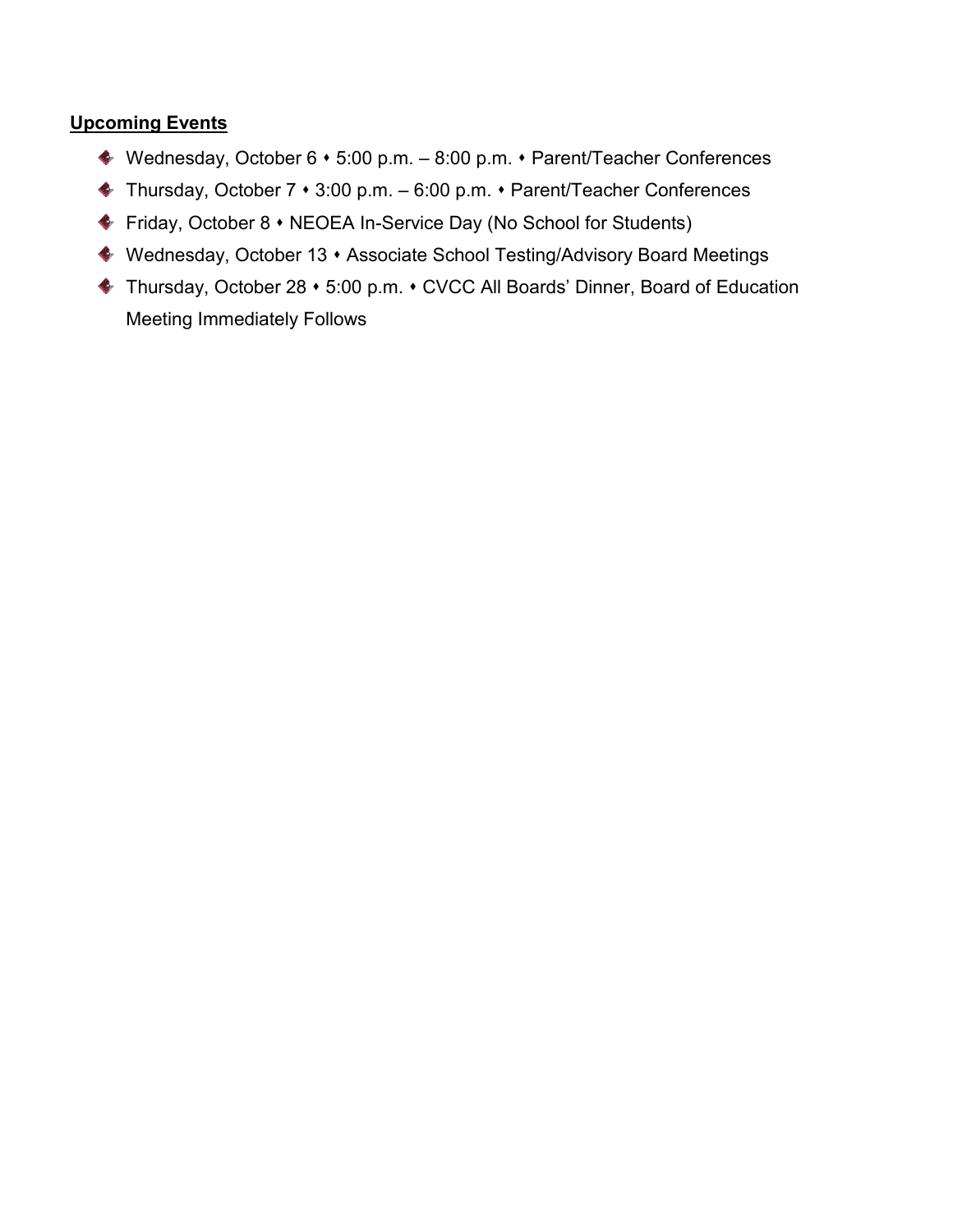**Upcoming Events**

- Wednesday, October 6 • 5:00 p.m. – 8:00 p.m. • Parent/Teacher Conferences
- Thursday, October 7 • 3:00 p.m. – 6:00 p.m. • Parent/Teacher Conferences
- Friday, October 8 • NEOEA In-Service Day (No School for Students)
- Wednesday, October 13 • Associate School Testing/Advisory Board Meetings
- Thursday, October 28 • 5:00 p.m. • CVCC All Boards' Dinner, Board of Education Meeting Immediately Follows